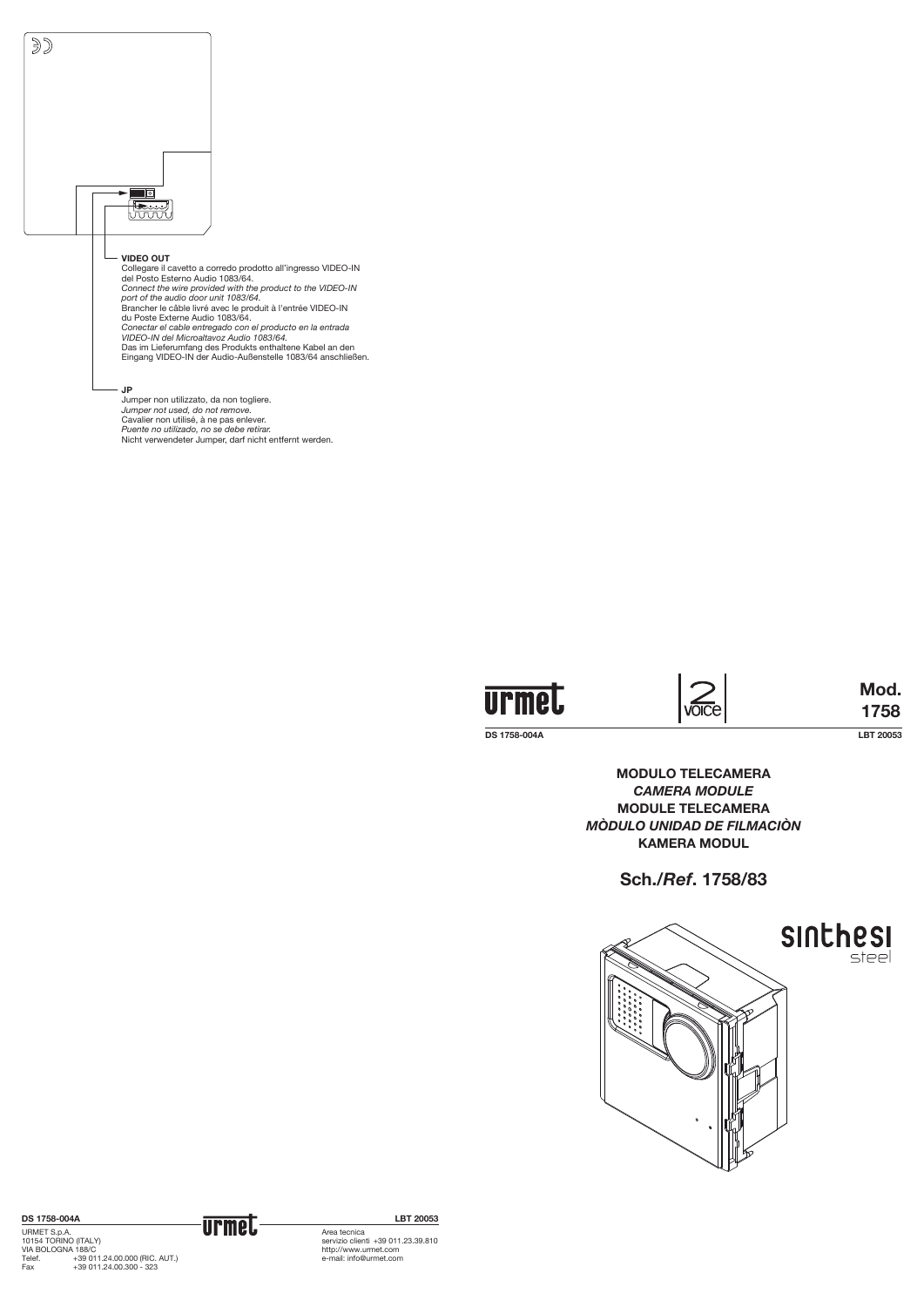**VIDEO OUT**
Collegare il cavetto a corredo prodotto all'ingresso VIDEO-IN del Posto Esterno Audio 1083/64.
*Connect the wire provided with the product to the VIDEO-IN port of the audio door unit 1083/64.*
Brancher le câble livré avec le produit à l'entrée VIDEO-IN du Poste Externe Audio 1083/64.
*Conectar el cable entregado con el producto en la entrada VIDEO-IN del Microaltavoz Audio 1083/64.*
Das im Lieferumfang des Produkts enthaltene Kabel an den Eingang VIDEO-IN der Audio-Außenstelle 1083/64 anschließen.

**JP**
Jumper non utilizzato, da non togliere.
*Jumper not used, do not remove.*
Cavalier non utilisé, à ne pas enlever.
*Puente no utilizado, no se debe retirar.*
Nicht verwendeter Jumper, darf nicht entfernt werden.

urmet | 2 voice | **Mod. 1758**

**DS 1758-004A** | **LBT 20053**

**MODULO TELECAMERA**
***CAMERA MODULE***
**MODULE TELECAMERA**
***MÒDULO UNIDAD DE FILMACIÒN***
**KAMERA MODUL**

## Sch./*Ref*. 1758/83

sinthesi steel

**DS 1758-004A** | **LBT 20053**

URMET S.p.A.
10154 TORINO (ITALY)
VIA BOLOGNA 188/C
Telef. +39 011.24.00.000 (RIC. AUT.)
Fax +39 011.24.00.300 - 323

Area tecnica
servizio clienti +39 011.23.39.810
http://www.urmet.com
e-mail: info@urmet.com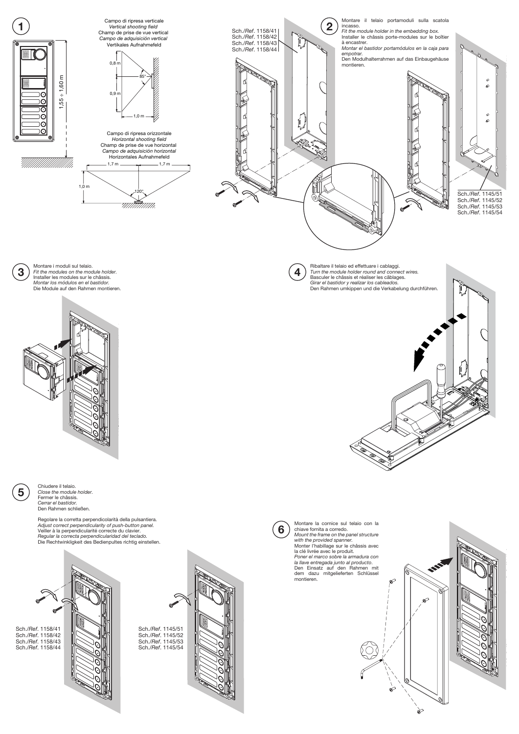## 1

1,55 ÷ 1,60 m

Campo di ripresa verticale
*Vertical shooting field*
Champ de prise de vue vertical
*Campo de adquisición vertical*
Vertikales Aufnahmefeld

0,8 m
85°
0,9 m
1,0 m

Campo di ripresa orizzontale
*Horizontal shooting field*
Champ de prise de vue horizontal
*Campo de adquisición horizontal*
Horizontales Aufnahmefeld

1,7 m
1,7 m
1,0 m
120°

## 2

Montare il telaio portamoduli sulla scatola incasso.
*Fit the module holder in the embedding box.*
Installer le châssis porte-modules sur le boîtier à encastrer.
*Montar el bastidor portamódulos en la caja para empotrar.*
Den Modulhalterrahmen auf das Einbaugehäuse montieren.

Sch./*Ref.* 1158/41
Sch./*Ref.* 1158/42
Sch./*Ref.* 1158/43
Sch./*Ref.* 1158/44

Sch./*Ref.* 1145/51
Sch./*Ref.* 1145/52
Sch./*Ref.* 1145/53
Sch./*Ref.* 1145/54

## 3

Montare i moduli sul telaio.
*Fit the modules on the module holder.*
Installer les modules sur le châssis.
*Montar los módulos en el bastidor.*
Die Module auf den Rahmen montieren.

## 4

Ribaltare il telaio ed effettuare i cablaggi.
*Turn the module holder round and connect wires.*
Basculer le châssis et réaliser les câblages.
*Girar el bastidor y realizar los cableados.*
Den Rahmen umkippen und die Verkabelung durchführen.

## 5

Chiudere il telaio.
*Close the module holder.*
Fermer le châssis.
*Cerrar el bastidor.*
Den Rahmen schließen.

Regolare la corretta perpendicolarità della pulsantiera.
*Adjust correct perpendicularity of push-button panel.*
Veiller à la perpendicularité correcte du clavier.
*Regular la correcta perpendicularidad del teclado.*
Die Rechtwinkligkeit des Bedienpultes richtig einstellen.

Sch./*Ref.* 1158/41
Sch./*Ref.* 1158/42
Sch./*Ref.* 1158/43
Sch./*Ref.* 1158/44

Sch./*Ref.* 1145/51
Sch./*Ref.* 1145/52
Sch./*Ref.* 1145/53
Sch./*Ref.* 1145/54

## 6

Montare la cornice sul telaio con la chiave fornita a corredo.
*Mount the frame on the panel structure with the provided spanner.*
Monter l'habillage sur le châssis avec la clé livrée avec le produit.
*Poner el marco sobre la armadura con la llave entregada junto al producto.*
Den Einsatz auf den Rahmen mit dem dazu mitgelieferten Schlüssel montieren.